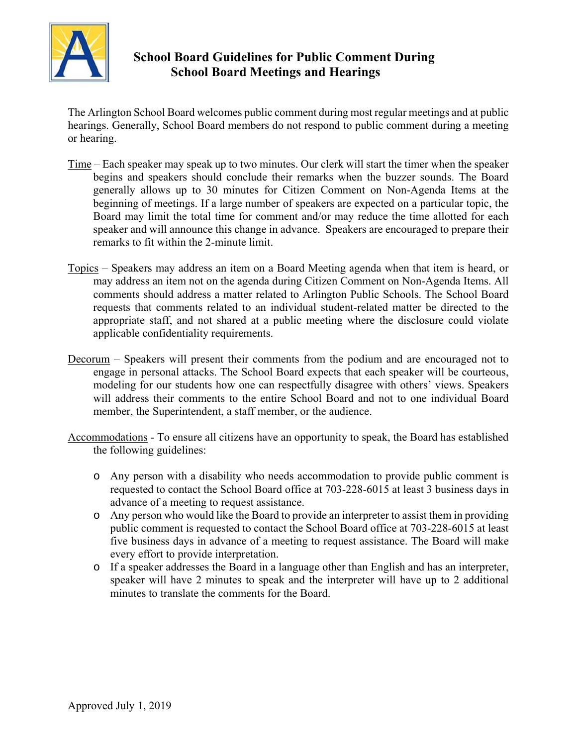# School Board Guidelines for Public Comment During School Board Meetings and Hearings

The Arlington School Board welcomes public comment during most regular meetings and at public hearings. Generally, School Board members do not respond to public comment during a meeting or hearing.

Time – Each speaker may speak up to two minutes. Our clerk will start the timer when the speaker begins and speakers should conclude their remarks when the buzzer sounds. The Board generally allows up to 30 minutes for Citizen Comment on Non-Agenda Items at the beginning of meetings. If a large number of speakers are expected on a particular topic, the Board may limit the total time for comment and/or may reduce the time allotted for each speaker and will announce this change in advance. Speakers are encouraged to prepare their remarks to fit within the 2-minute limit.

Topics – Speakers may address an item on a Board Meeting agenda when that item is heard, or may address an item not on the agenda during Citizen Comment on Non-Agenda Items. All comments should address a matter related to Arlington Public Schools. The School Board requests that comments related to an individual student-related matter be directed to the appropriate staff, and not shared at a public meeting where the disclosure could violate applicable confidentiality requirements.

Decorum – Speakers will present their comments from the podium and are encouraged not to engage in personal attacks. The School Board expects that each speaker will be courteous, modeling for our students how one can respectfully disagree with others' views. Speakers will address their comments to the entire School Board and not to one individual Board member, the Superintendent, a staff member, or the audience.

Accommodations - To ensure all citizens have an opportunity to speak, the Board has established the following guidelines:

- Any person with a disability who needs accommodation to provide public comment is requested to contact the School Board office at 703-228-6015 at least 3 business days in advance of a meeting to request assistance.
- Any person who would like the Board to provide an interpreter to assist them in providing public comment is requested to contact the School Board office at 703-228-6015 at least five business days in advance of a meeting to request assistance. The Board will make every effort to provide interpretation.
- If a speaker addresses the Board in a language other than English and has an interpreter, speaker will have 2 minutes to speak and the interpreter will have up to 2 additional minutes to translate the comments for the Board.

Approved July 1, 2019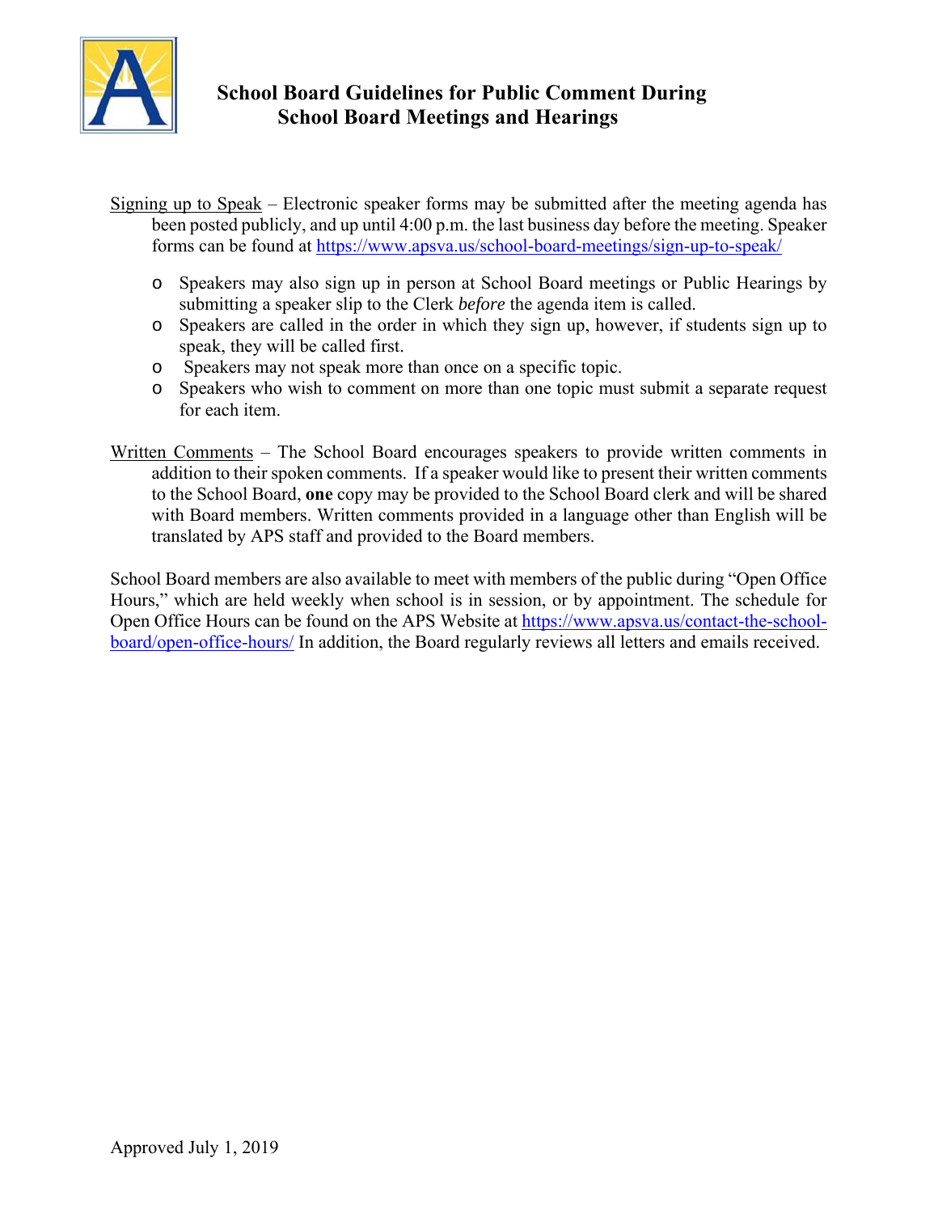# School Board Guidelines for Public Comment During School Board Meetings and Hearings

Signing up to Speak – Electronic speaker forms may be submitted after the meeting agenda has been posted publicly, and up until 4:00 p.m. the last business day before the meeting. Speaker forms can be found at https://www.apsva.us/school-board-meetings/sign-up-to-speak/

- Speakers may also sign up in person at School Board meetings or Public Hearings by submitting a speaker slip to the Clerk *before* the agenda item is called.
- Speakers are called in the order in which they sign up, however, if students sign up to speak, they will be called first.
- Speakers may not speak more than once on a specific topic.
- Speakers who wish to comment on more than one topic must submit a separate request for each item.

Written Comments – The School Board encourages speakers to provide written comments in addition to their spoken comments. If a speaker would like to present their written comments to the School Board, **one** copy may be provided to the School Board clerk and will be shared with Board members. Written comments provided in a language other than English will be translated by APS staff and provided to the Board members.

School Board members are also available to meet with members of the public during "Open Office Hours," which are held weekly when school is in session, or by appointment. The schedule for Open Office Hours can be found on the APS Website at https://www.apsva.us/contact-the-school-board/open-office-hours/ In addition, the Board regularly reviews all letters and emails received.

Approved July 1, 2019